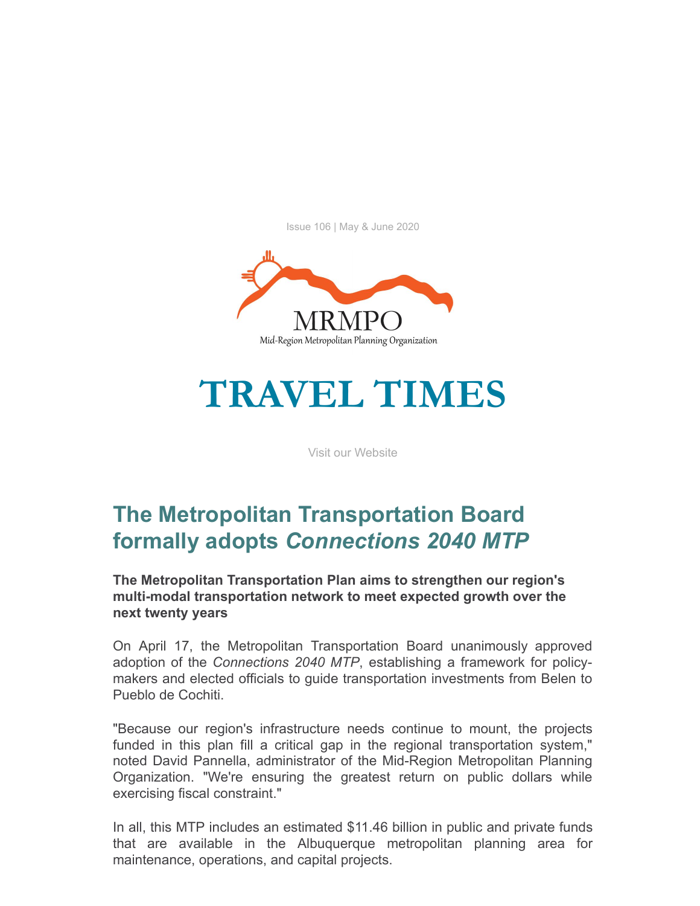Issue 106 | May & June 2020

MRMPO

Mid-Region Metropolitan Planning Organization

# TRAVEL TIMES

Visit our Website

## The Metropolitan Transportation Board formally adopts *Connections 2040 MTP*

**The Metropolitan Transportation Plan aims to strengthen our region's multi-modal transportation network to meet expected growth over the next twenty years**

On April 17, the Metropolitan Transportation Board unanimously approved adoption of the *Connections 2040 MTP*, establishing a framework for policy-makers and elected officials to guide transportation investments from Belen to Pueblo de Cochiti.

"Because our region's infrastructure needs continue to mount, the projects funded in this plan fill a critical gap in the regional transportation system," noted David Pannella, administrator of the Mid-Region Metropolitan Planning Organization. "We're ensuring the greatest return on public dollars while exercising fiscal constraint."

In all, this MTP includes an estimated $11.46 billion in public and private funds that are available in the Albuquerque metropolitan planning area for maintenance, operations, and capital projects.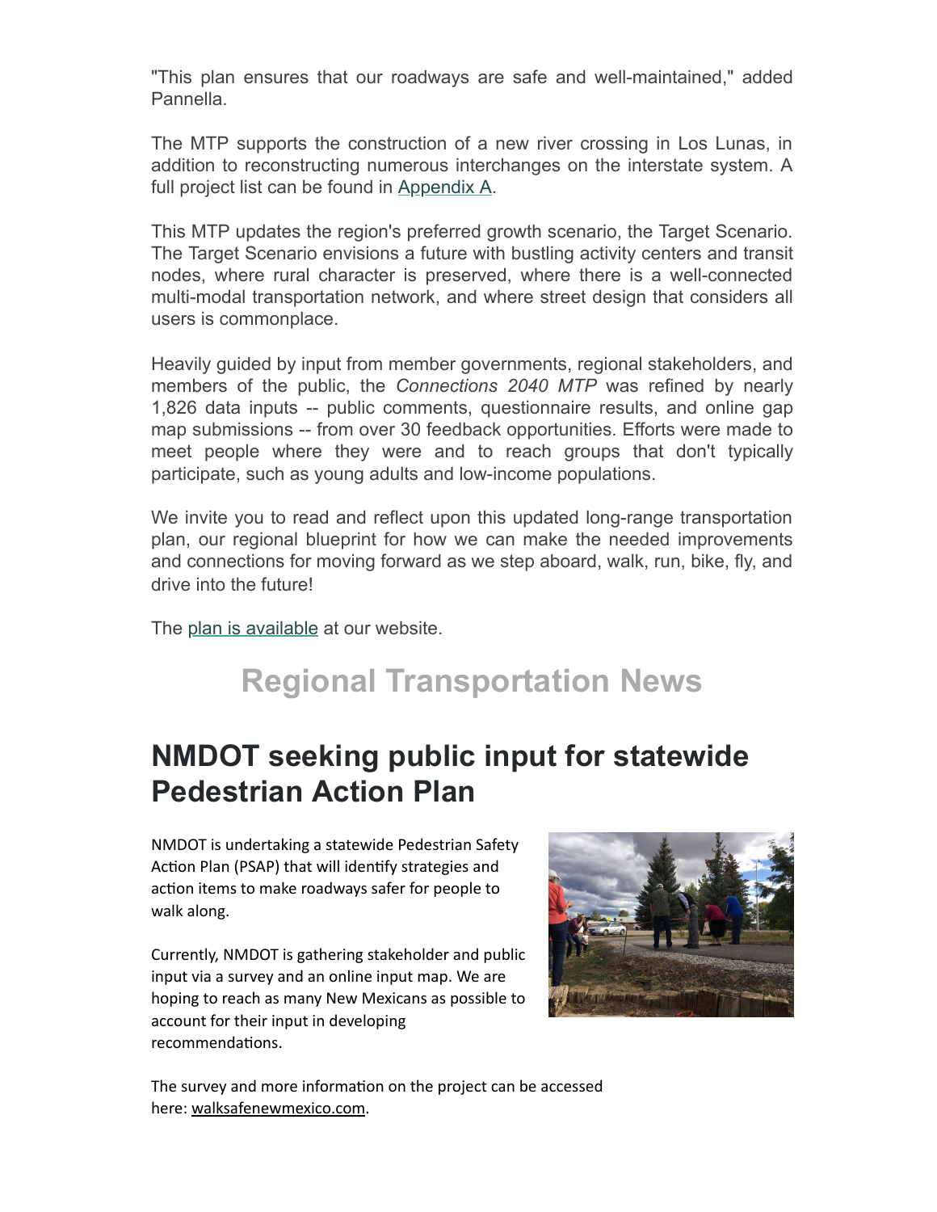"This plan ensures that our roadways are safe and well-maintained," added Pannella.

The MTP supports the construction of a new river crossing in Los Lunas, in addition to reconstructing numerous interchanges on the interstate system. A full project list can be found in Appendix A.

This MTP updates the region's preferred growth scenario, the Target Scenario. The Target Scenario envisions a future with bustling activity centers and transit nodes, where rural character is preserved, where there is a well-connected multi-modal transportation network, and where street design that considers all users is commonplace.

Heavily guided by input from member governments, regional stakeholders, and members of the public, the *Connections 2040 MTP* was refined by nearly 1,826 data inputs -- public comments, questionnaire results, and online gap map submissions -- from over 30 feedback opportunities. Efforts were made to meet people where they were and to reach groups that don't typically participate, such as young adults and low-income populations.

We invite you to read and reflect upon this updated long-range transportation plan, our regional blueprint for how we can make the needed improvements and connections for moving forward as we step aboard, walk, run, bike, fly, and drive into the future!

The plan is available at our website.

# Regional Transportation News

## NMDOT seeking public input for statewide Pedestrian Action Plan

NMDOT is undertaking a statewide Pedestrian Safety Action Plan (PSAP) that will identify strategies and action items to make roadways safer for people to walk along.

Currently, NMDOT is gathering stakeholder and public input via a survey and an online input map. We are hoping to reach as many New Mexicans as possible to account for their input in developing recommendations.

The survey and more information on the project can be accessed here: walksafenewmexico.com.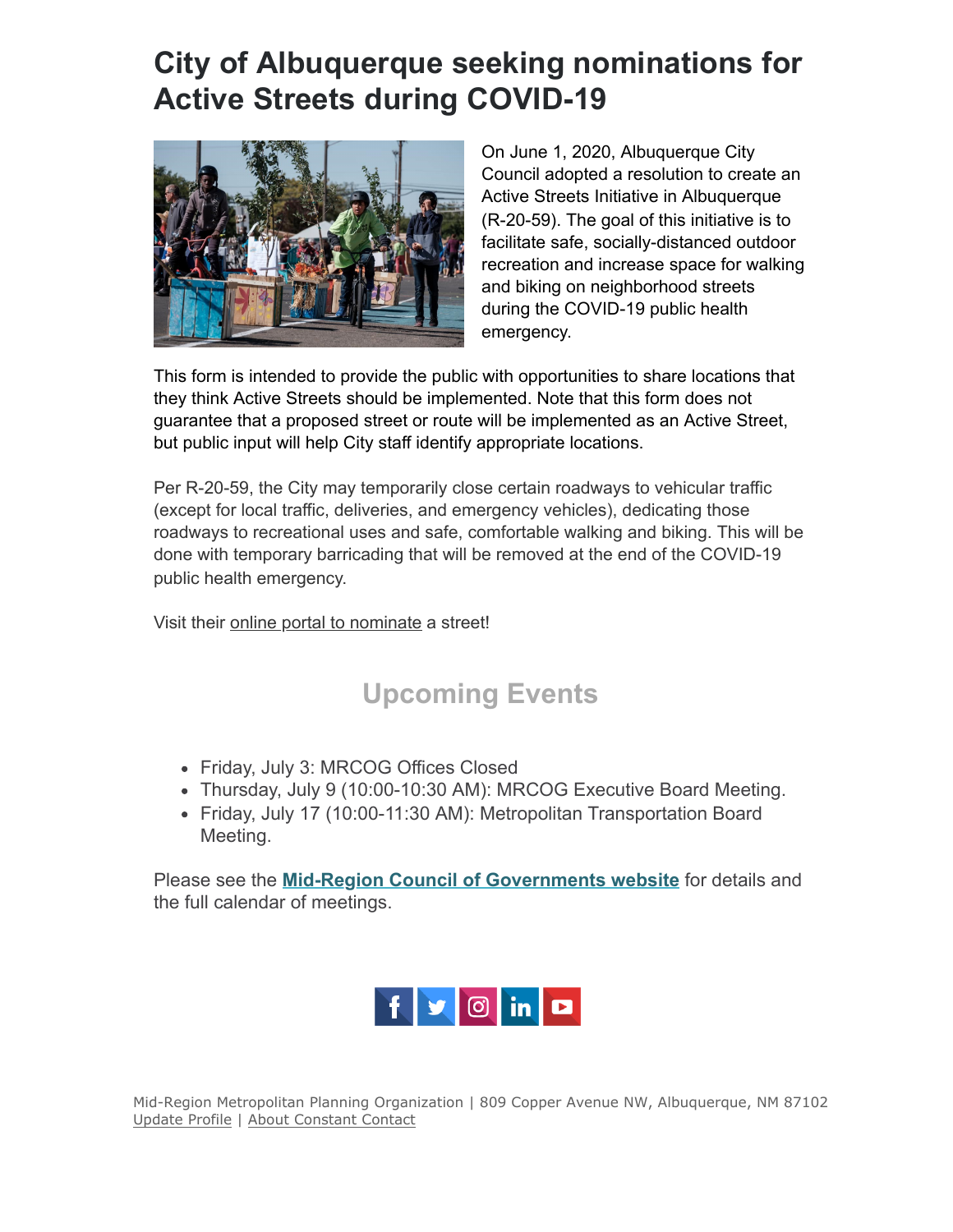# City of Albuquerque seeking nominations for Active Streets during COVID-19

On June 1, 2020, Albuquerque City Council adopted a resolution to create an Active Streets Initiative in Albuquerque (R-20-59). The goal of this initiative is to facilitate safe, socially-distanced outdoor recreation and increase space for walking and biking on neighborhood streets during the COVID-19 public health emergency.

This form is intended to provide the public with opportunities to share locations that they think Active Streets should be implemented. Note that this form does not guarantee that a proposed street or route will be implemented as an Active Street, but public input will help City staff identify appropriate locations.

Per R-20-59, the City may temporarily close certain roadways to vehicular traffic (except for local traffic, deliveries, and emergency vehicles), dedicating those roadways to recreational uses and safe, comfortable walking and biking. This will be done with temporary barricading that will be removed at the end of the COVID-19 public health emergency.

Visit their online portal to nominate a street!

## Upcoming Events

- Friday, July 3: MRCOG Offices Closed
- Thursday, July 9 (10:00-10:30 AM): MRCOG Executive Board Meeting.
- Friday, July 17 (10:00-11:30 AM): Metropolitan Transportation Board Meeting.

Please see the **Mid-Region Council of Governments website** for details and the full calendar of meetings.

Mid-Region Metropolitan Planning Organization | 809 Copper Avenue NW, Albuquerque, NM 87102
Update Profile | About Constant Contact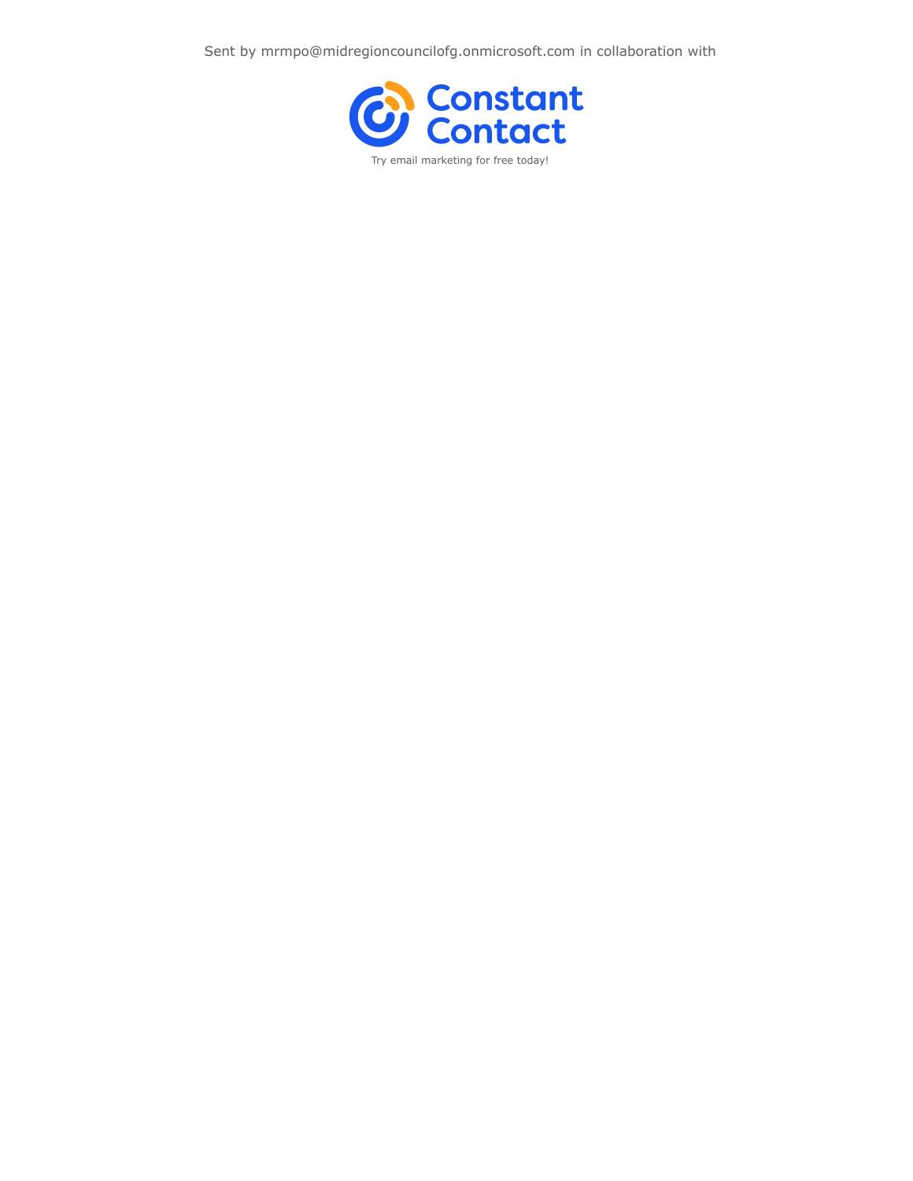Sent by mrmpo@midregioncouncilofg.onmicrosoft.com in collaboration with

Constant Contact

Try email marketing for free today!